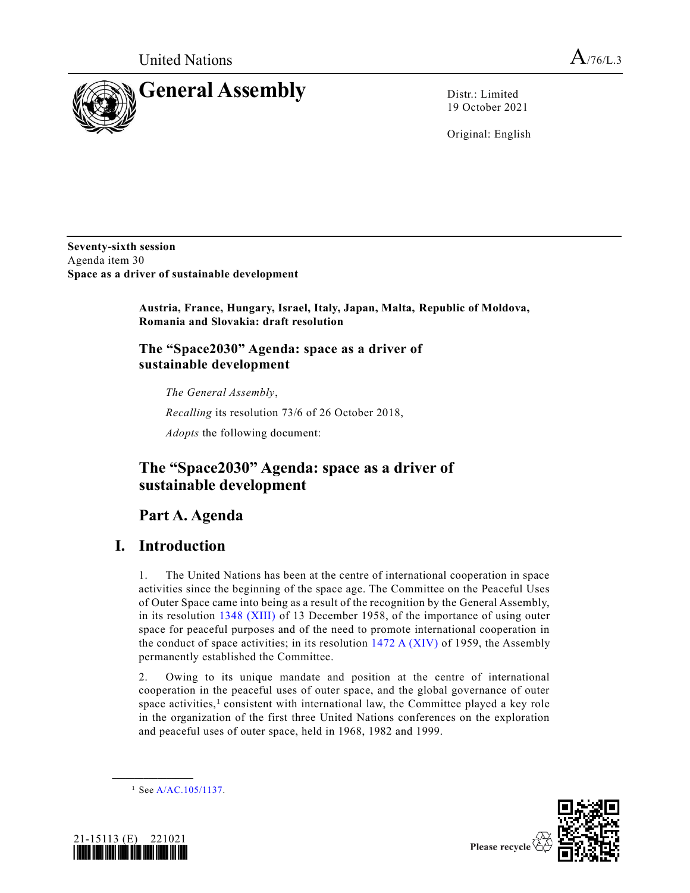United Nations

A/76/L.3

# General Assembly

Distr.: Limited
19 October 2021

Original: English

**Seventy-sixth session**
Agenda item 30
**Space as a driver of sustainable development**

**Austria, France, Hungary, Israel, Italy, Japan, Malta, Republic of Moldova, Romania and Slovakia: draft resolution**

**The "Space2030" Agenda: space as a driver of sustainable development**

*The General Assembly*,

*Recalling* its resolution 73/6 of 26 October 2018,

*Adopts* the following document:

## The "Space2030" Agenda: space as a driver of sustainable development

## Part A. Agenda

## I. Introduction

1. The United Nations has been at the centre of international cooperation in space activities since the beginning of the space age. The Committee on the Peaceful Uses of Outer Space came into being as a result of the recognition by the General Assembly, in its resolution 1348 (XIII) of 13 December 1958, of the importance of using outer space for peaceful purposes and of the need to promote international cooperation in the conduct of space activities; in its resolution 1472 A (XIV) of 1959, the Assembly permanently established the Committee.

2. Owing to its unique mandate and position at the centre of international cooperation in the peaceful uses of outer space, and the global governance of outer space activities,[1] consistent with international law, the Committee played a key role in the organization of the first three United Nations conferences on the exploration and peaceful uses of outer space, held in 1968, 1982 and 1999.

[1] See A/AC.105/1137.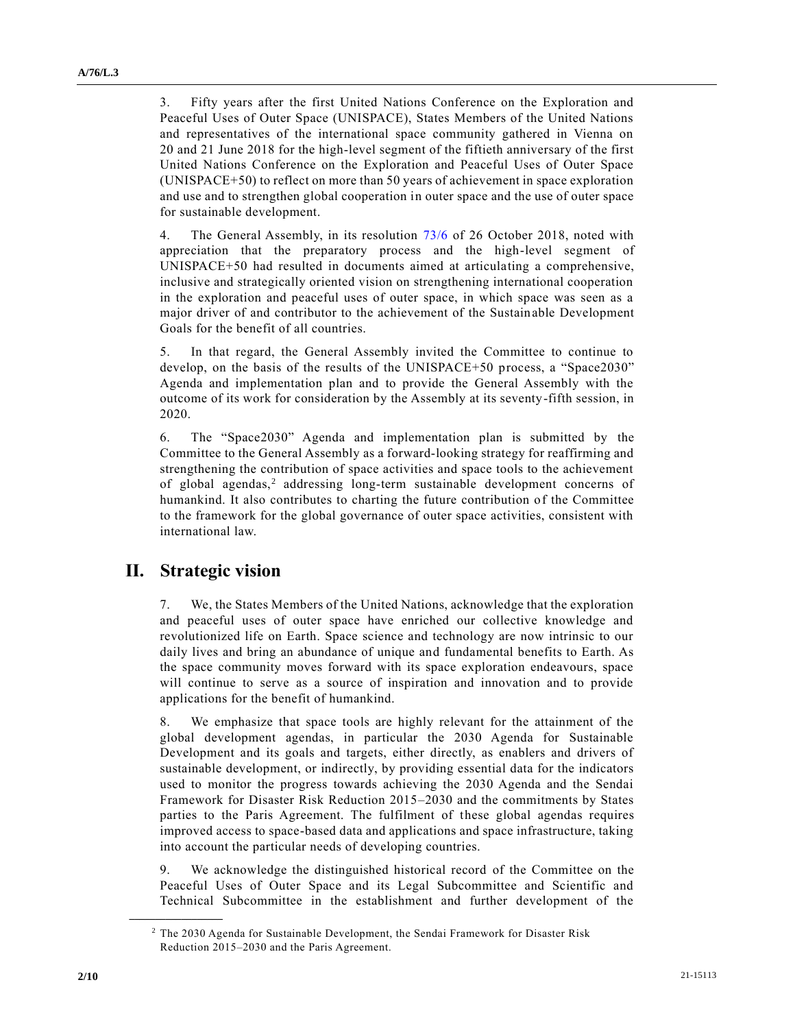3. Fifty years after the first United Nations Conference on the Exploration and Peaceful Uses of Outer Space (UNISPACE), States Members of the United Nations and representatives of the international space community gathered in Vienna on 20 and 21 June 2018 for the high-level segment of the fiftieth anniversary of the first United Nations Conference on the Exploration and Peaceful Uses of Outer Space (UNISPACE+50) to reflect on more than 50 years of achievement in space exploration and use and to strengthen global cooperation in outer space and the use of outer space for sustainable development.

4. The General Assembly, in its resolution 73/6 of 26 October 2018, noted with appreciation that the preparatory process and the high-level segment of UNISPACE+50 had resulted in documents aimed at articulating a comprehensive, inclusive and strategically oriented vision on strengthening international cooperation in the exploration and peaceful uses of outer space, in which space was seen as a major driver of and contributor to the achievement of the Sustainable Development Goals for the benefit of all countries.

5. In that regard, the General Assembly invited the Committee to continue to develop, on the basis of the results of the UNISPACE+50 process, a "Space2030" Agenda and implementation plan and to provide the General Assembly with the outcome of its work for consideration by the Assembly at its seventy-fifth session, in 2020.

6. The "Space2030" Agenda and implementation plan is submitted by the Committee to the General Assembly as a forward-looking strategy for reaffirming and strengthening the contribution of space activities and space tools to the achievement of global agendas,[2] addressing long-term sustainable development concerns of humankind. It also contributes to charting the future contribution of the Committee to the framework for the global governance of outer space activities, consistent with international law.

## II. Strategic vision

7. We, the States Members of the United Nations, acknowledge that the exploration and peaceful uses of outer space have enriched our collective knowledge and revolutionized life on Earth. Space science and technology are now intrinsic to our daily lives and bring an abundance of unique and fundamental benefits to Earth. As the space community moves forward with its space exploration endeavours, space will continue to serve as a source of inspiration and innovation and to provide applications for the benefit of humankind.

8. We emphasize that space tools are highly relevant for the attainment of the global development agendas, in particular the 2030 Agenda for Sustainable Development and its goals and targets, either directly, as enablers and drivers of sustainable development, or indirectly, by providing essential data for the indicators used to monitor the progress towards achieving the 2030 Agenda and the Sendai Framework for Disaster Risk Reduction 2015–2030 and the commitments by States parties to the Paris Agreement. The fulfilment of these global agendas requires improved access to space-based data and applications and space infrastructure, taking into account the particular needs of developing countries.

9. We acknowledge the distinguished historical record of the Committee on the Peaceful Uses of Outer Space and its Legal Subcommittee and Scientific and Technical Subcommittee in the establishment and further development of the

---

[2] The 2030 Agenda for Sustainable Development, the Sendai Framework for Disaster Risk Reduction 2015–2030 and the Paris Agreement.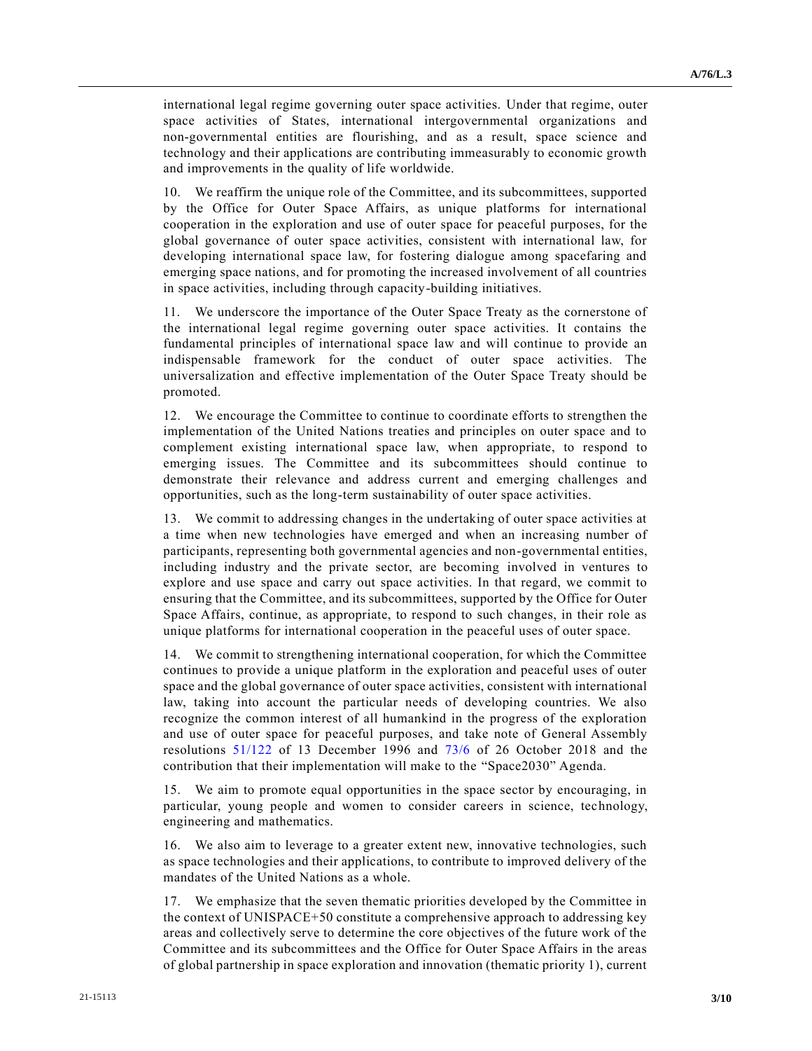international legal regime governing outer space activities. Under that regime, outer space activities of States, international intergovernmental organizations and non-governmental entities are flourishing, and as a result, space science and technology and their applications are contributing immeasurably to economic growth and improvements in the quality of life worldwide.

10. We reaffirm the unique role of the Committee, and its subcommittees, supported by the Office for Outer Space Affairs, as unique platforms for international cooperation in the exploration and use of outer space for peaceful purposes, for the global governance of outer space activities, consistent with international law, for developing international space law, for fostering dialogue among spacefaring and emerging space nations, and for promoting the increased involvement of all countries in space activities, including through capacity-building initiatives.

11. We underscore the importance of the Outer Space Treaty as the cornerstone of the international legal regime governing outer space activities. It contains the fundamental principles of international space law and will continue to provide an indispensable framework for the conduct of outer space activities. The universalization and effective implementation of the Outer Space Treaty should be promoted.

12. We encourage the Committee to continue to coordinate efforts to strengthen the implementation of the United Nations treaties and principles on outer space and to complement existing international space law, when appropriate, to respond to emerging issues. The Committee and its subcommittees should continue to demonstrate their relevance and address current and emerging challenges and opportunities, such as the long-term sustainability of outer space activities.

13. We commit to addressing changes in the undertaking of outer space activities at a time when new technologies have emerged and when an increasing number of participants, representing both governmental agencies and non-governmental entities, including industry and the private sector, are becoming involved in ventures to explore and use space and carry out space activities. In that regard, we commit to ensuring that the Committee, and its subcommittees, supported by the Office for Outer Space Affairs, continue, as appropriate, to respond to such changes, in their role as unique platforms for international cooperation in the peaceful uses of outer space.

14. We commit to strengthening international cooperation, for which the Committee continues to provide a unique platform in the exploration and peaceful uses of outer space and the global governance of outer space activities, consistent with international law, taking into account the particular needs of developing countries. We also recognize the common interest of all humankind in the progress of the exploration and use of outer space for peaceful purposes, and take note of General Assembly resolutions 51/122 of 13 December 1996 and 73/6 of 26 October 2018 and the contribution that their implementation will make to the "Space2030" Agenda.

15. We aim to promote equal opportunities in the space sector by encouraging, in particular, young people and women to consider careers in science, technology, engineering and mathematics.

16. We also aim to leverage to a greater extent new, innovative technologies, such as space technologies and their applications, to contribute to improved delivery of the mandates of the United Nations as a whole.

17. We emphasize that the seven thematic priorities developed by the Committee in the context of UNISPACE+50 constitute a comprehensive approach to addressing key areas and collectively serve to determine the core objectives of the future work of the Committee and its subcommittees and the Office for Outer Space Affairs in the areas of global partnership in space exploration and innovation (thematic priority 1), current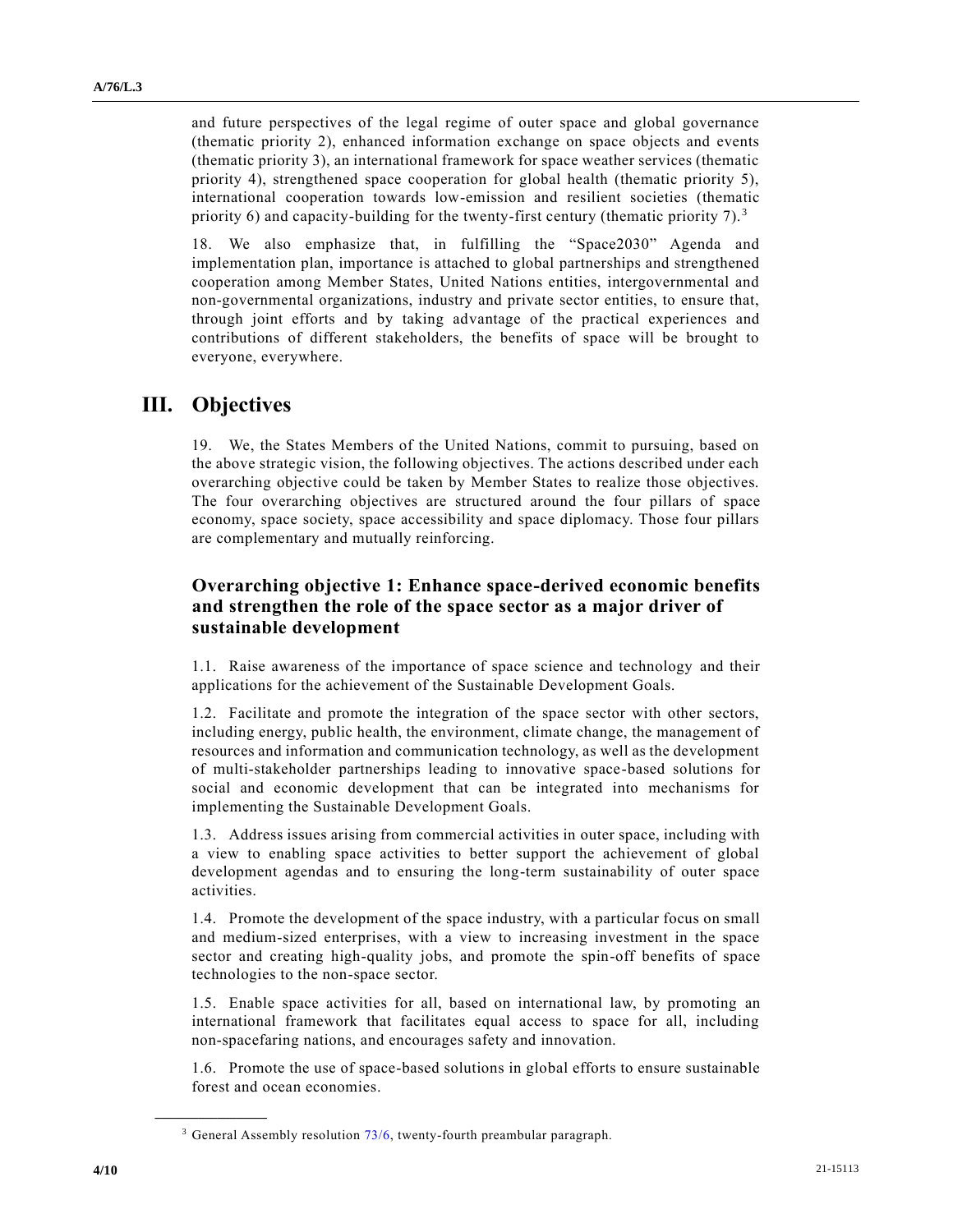and future perspectives of the legal regime of outer space and global governance (thematic priority 2), enhanced information exchange on space objects and events (thematic priority 3), an international framework for space weather services (thematic priority 4), strengthened space cooperation for global health (thematic priority 5), international cooperation towards low-emission and resilient societies (thematic priority 6) and capacity-building for the twenty-first century (thematic priority 7).[3]

18. We also emphasize that, in fulfilling the "Space2030" Agenda and implementation plan, importance is attached to global partnerships and strengthened cooperation among Member States, United Nations entities, intergovernmental and non-governmental organizations, industry and private sector entities, to ensure that, through joint efforts and by taking advantage of the practical experiences and contributions of different stakeholders, the benefits of space will be brought to everyone, everywhere.

## III. Objectives

19. We, the States Members of the United Nations, commit to pursuing, based on the above strategic vision, the following objectives. The actions described under each overarching objective could be taken by Member States to realize those objectives. The four overarching objectives are structured around the four pillars of space economy, space society, space accessibility and space diplomacy. Those four pillars are complementary and mutually reinforcing.

### Overarching objective 1: Enhance space-derived economic benefits and strengthen the role of the space sector as a major driver of sustainable development

1.1. Raise awareness of the importance of space science and technology and their applications for the achievement of the Sustainable Development Goals.

1.2. Facilitate and promote the integration of the space sector with other sectors, including energy, public health, the environment, climate change, the management of resources and information and communication technology, as well as the development of multi-stakeholder partnerships leading to innovative space-based solutions for social and economic development that can be integrated into mechanisms for implementing the Sustainable Development Goals.

1.3. Address issues arising from commercial activities in outer space, including with a view to enabling space activities to better support the achievement of global development agendas and to ensuring the long-term sustainability of outer space activities.

1.4. Promote the development of the space industry, with a particular focus on small and medium-sized enterprises, with a view to increasing investment in the space sector and creating high-quality jobs, and promote the spin-off benefits of space technologies to the non-space sector.

1.5. Enable space activities for all, based on international law, by promoting an international framework that facilitates equal access to space for all, including non-spacefaring nations, and encourages safety and innovation.

1.6. Promote the use of space-based solutions in global efforts to ensure sustainable forest and ocean economies.

[3] General Assembly resolution 73/6, twenty-fourth preambular paragraph.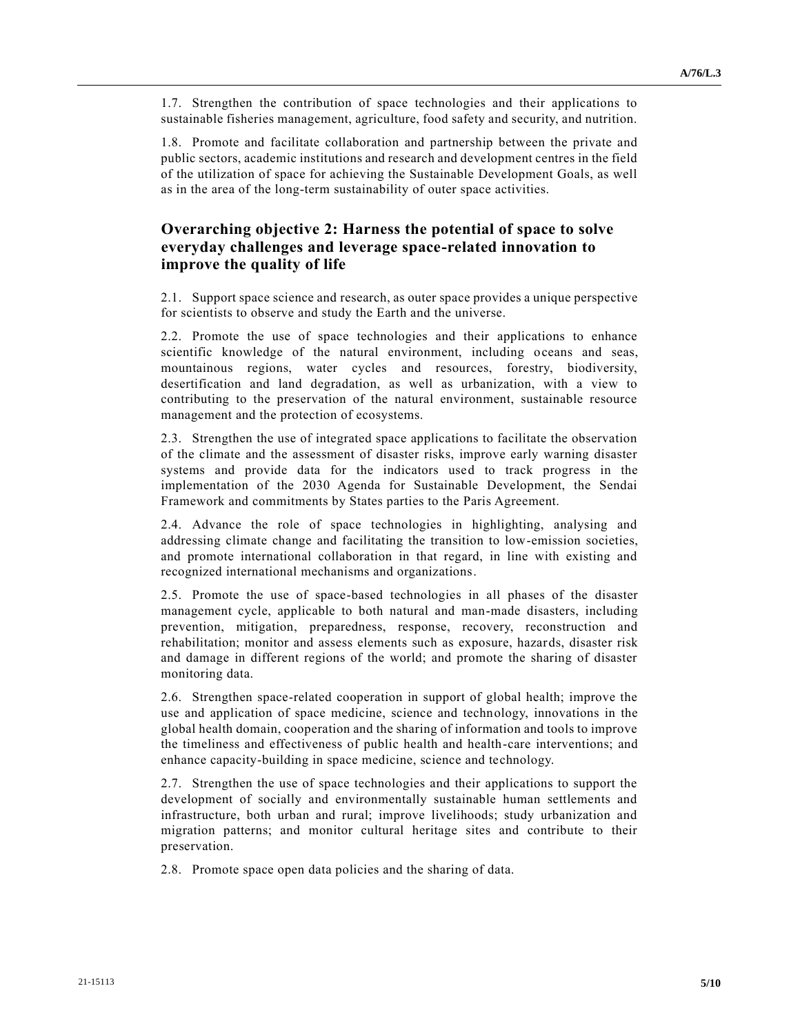1.7. Strengthen the contribution of space technologies and their applications to sustainable fisheries management, agriculture, food safety and security, and nutrition.

1.8. Promote and facilitate collaboration and partnership between the private and public sectors, academic institutions and research and development centres in the field of the utilization of space for achieving the Sustainable Development Goals, as well as in the area of the long-term sustainability of outer space activities.

## Overarching objective 2: Harness the potential of space to solve everyday challenges and leverage space-related innovation to improve the quality of life

2.1. Support space science and research, as outer space provides a unique perspective for scientists to observe and study the Earth and the universe.

2.2. Promote the use of space technologies and their applications to enhance scientific knowledge of the natural environment, including oceans and seas, mountainous regions, water cycles and resources, forestry, biodiversity, desertification and land degradation, as well as urbanization, with a view to contributing to the preservation of the natural environment, sustainable resource management and the protection of ecosystems.

2.3. Strengthen the use of integrated space applications to facilitate the observation of the climate and the assessment of disaster risks, improve early warning disaster systems and provide data for the indicators used to track progress in the implementation of the 2030 Agenda for Sustainable Development, the Sendai Framework and commitments by States parties to the Paris Agreement.

2.4. Advance the role of space technologies in highlighting, analysing and addressing climate change and facilitating the transition to low-emission societies, and promote international collaboration in that regard, in line with existing and recognized international mechanisms and organizations.

2.5. Promote the use of space-based technologies in all phases of the disaster management cycle, applicable to both natural and man-made disasters, including prevention, mitigation, preparedness, response, recovery, reconstruction and rehabilitation; monitor and assess elements such as exposure, hazards, disaster risk and damage in different regions of the world; and promote the sharing of disaster monitoring data.

2.6. Strengthen space-related cooperation in support of global health; improve the use and application of space medicine, science and technology, innovations in the global health domain, cooperation and the sharing of information and tools to improve the timeliness and effectiveness of public health and health-care interventions; and enhance capacity-building in space medicine, science and technology.

2.7. Strengthen the use of space technologies and their applications to support the development of socially and environmentally sustainable human settlements and infrastructure, both urban and rural; improve livelihoods; study urbanization and migration patterns; and monitor cultural heritage sites and contribute to their preservation.

2.8. Promote space open data policies and the sharing of data.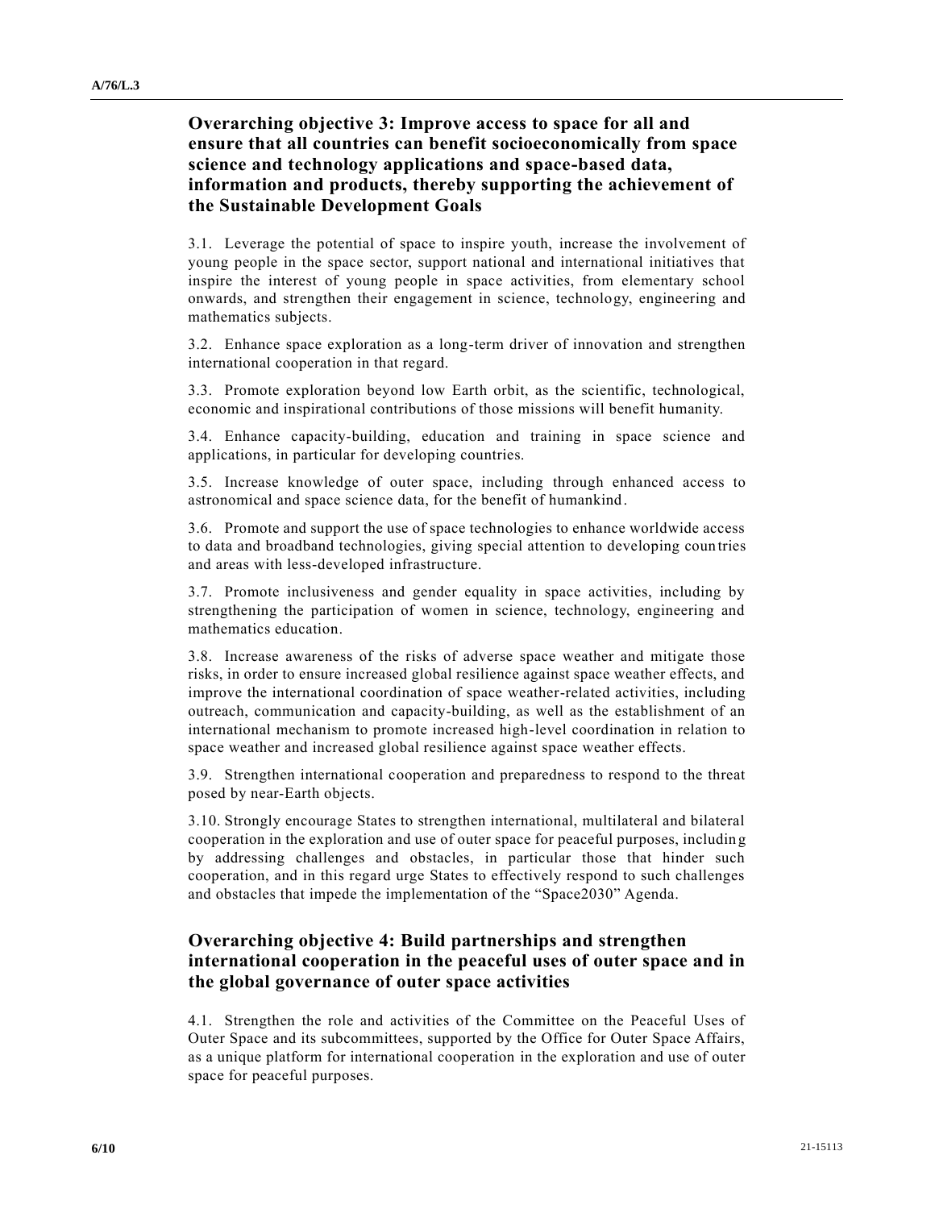### Overarching objective 3: Improve access to space for all and ensure that all countries can benefit socioeconomically from space science and technology applications and space-based data, information and products, thereby supporting the achievement of the Sustainable Development Goals

3.1. Leverage the potential of space to inspire youth, increase the involvement of young people in the space sector, support national and international initiatives that inspire the interest of young people in space activities, from elementary school onwards, and strengthen their engagement in science, technology, engineering and mathematics subjects.

3.2. Enhance space exploration as a long-term driver of innovation and strengthen international cooperation in that regard.

3.3. Promote exploration beyond low Earth orbit, as the scientific, technological, economic and inspirational contributions of those missions will benefit humanity.

3.4. Enhance capacity-building, education and training in space science and applications, in particular for developing countries.

3.5. Increase knowledge of outer space, including through enhanced access to astronomical and space science data, for the benefit of humankind.

3.6. Promote and support the use of space technologies to enhance worldwide access to data and broadband technologies, giving special attention to developing countries and areas with less-developed infrastructure.

3.7. Promote inclusiveness and gender equality in space activities, including by strengthening the participation of women in science, technology, engineering and mathematics education.

3.8. Increase awareness of the risks of adverse space weather and mitigate those risks, in order to ensure increased global resilience against space weather effects, and improve the international coordination of space weather-related activities, including outreach, communication and capacity-building, as well as the establishment of an international mechanism to promote increased high-level coordination in relation to space weather and increased global resilience against space weather effects.

3.9. Strengthen international cooperation and preparedness to respond to the threat posed by near-Earth objects.

3.10. Strongly encourage States to strengthen international, multilateral and bilateral cooperation in the exploration and use of outer space for peaceful purposes, including by addressing challenges and obstacles, in particular those that hinder such cooperation, and in this regard urge States to effectively respond to such challenges and obstacles that impede the implementation of the "Space2030" Agenda.

### Overarching objective 4: Build partnerships and strengthen international cooperation in the peaceful uses of outer space and in the global governance of outer space activities

4.1. Strengthen the role and activities of the Committee on the Peaceful Uses of Outer Space and its subcommittees, supported by the Office for Outer Space Affairs, as a unique platform for international cooperation in the exploration and use of outer space for peaceful purposes.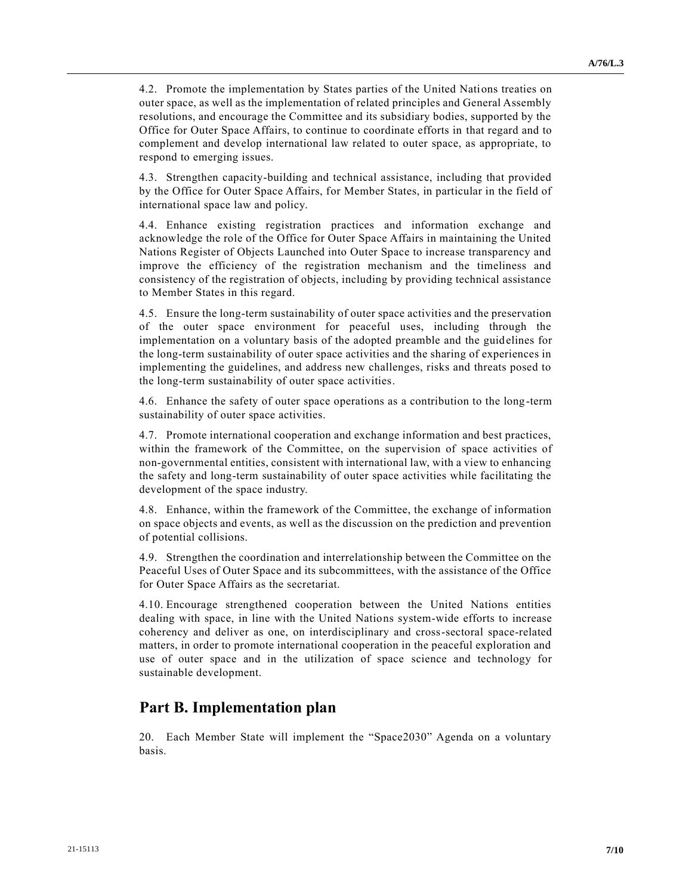4.2. Promote the implementation by States parties of the United Nations treaties on outer space, as well as the implementation of related principles and General Assembly resolutions, and encourage the Committee and its subsidiary bodies, supported by the Office for Outer Space Affairs, to continue to coordinate efforts in that regard and to complement and develop international law related to outer space, as appropriate, to respond to emerging issues.

4.3. Strengthen capacity-building and technical assistance, including that provided by the Office for Outer Space Affairs, for Member States, in particular in the field of international space law and policy.

4.4. Enhance existing registration practices and information exchange and acknowledge the role of the Office for Outer Space Affairs in maintaining the United Nations Register of Objects Launched into Outer Space to increase transparency and improve the efficiency of the registration mechanism and the timeliness and consistency of the registration of objects, including by providing technical assistance to Member States in this regard.

4.5. Ensure the long-term sustainability of outer space activities and the preservation of the outer space environment for peaceful uses, including through the implementation on a voluntary basis of the adopted preamble and the guidelines for the long-term sustainability of outer space activities and the sharing of experiences in implementing the guidelines, and address new challenges, risks and threats posed to the long-term sustainability of outer space activities.

4.6. Enhance the safety of outer space operations as a contribution to the long-term sustainability of outer space activities.

4.7. Promote international cooperation and exchange information and best practices, within the framework of the Committee, on the supervision of space activities of non-governmental entities, consistent with international law, with a view to enhancing the safety and long-term sustainability of outer space activities while facilitating the development of the space industry.

4.8. Enhance, within the framework of the Committee, the exchange of information on space objects and events, as well as the discussion on the prediction and prevention of potential collisions.

4.9. Strengthen the coordination and interrelationship between the Committee on the Peaceful Uses of Outer Space and its subcommittees, with the assistance of the Office for Outer Space Affairs as the secretariat.

4.10. Encourage strengthened cooperation between the United Nations entities dealing with space, in line with the United Nations system-wide efforts to increase coherency and deliver as one, on interdisciplinary and cross-sectoral space-related matters, in order to promote international cooperation in the peaceful exploration and use of outer space and in the utilization of space science and technology for sustainable development.

## Part B. Implementation plan

20. Each Member State will implement the "Space2030" Agenda on a voluntary basis.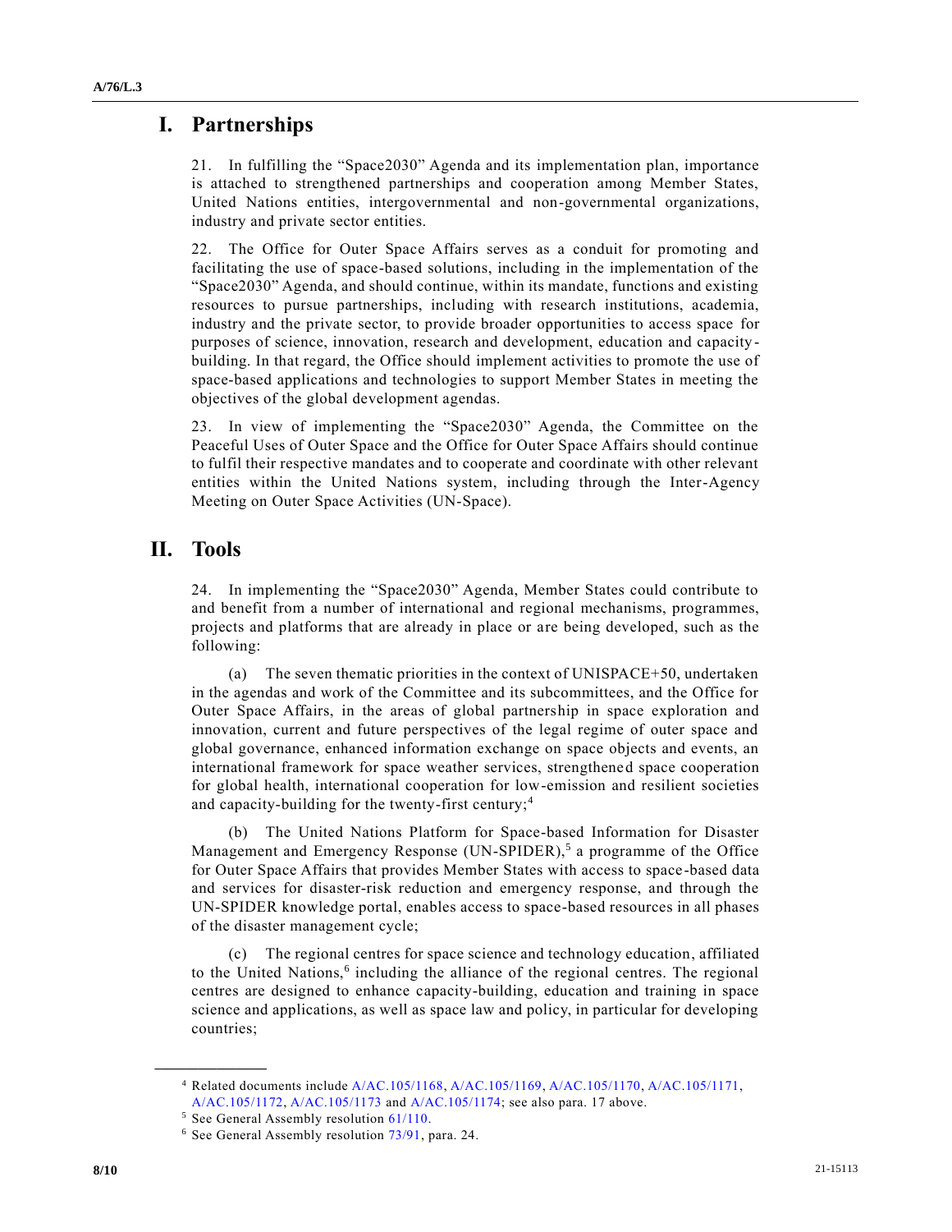## I. Partnerships

21. In fulfilling the "Space2030" Agenda and its implementation plan, importance is attached to strengthened partnerships and cooperation among Member States, United Nations entities, intergovernmental and non-governmental organizations, industry and private sector entities.

22. The Office for Outer Space Affairs serves as a conduit for promoting and facilitating the use of space-based solutions, including in the implementation of the "Space2030" Agenda, and should continue, within its mandate, functions and existing resources to pursue partnerships, including with research institutions, academia, industry and the private sector, to provide broader opportunities to access space for purposes of science, innovation, research and development, education and capacity-building. In that regard, the Office should implement activities to promote the use of space-based applications and technologies to support Member States in meeting the objectives of the global development agendas.

23. In view of implementing the "Space2030" Agenda, the Committee on the Peaceful Uses of Outer Space and the Office for Outer Space Affairs should continue to fulfil their respective mandates and to cooperate and coordinate with other relevant entities within the United Nations system, including through the Inter-Agency Meeting on Outer Space Activities (UN-Space).

## II. Tools

24. In implementing the "Space2030" Agenda, Member States could contribute to and benefit from a number of international and regional mechanisms, programmes, projects and platforms that are already in place or are being developed, such as the following:

(a) The seven thematic priorities in the context of UNISPACE+50, undertaken in the agendas and work of the Committee and its subcommittees, and the Office for Outer Space Affairs, in the areas of global partnership in space exploration and innovation, current and future perspectives of the legal regime of outer space and global governance, enhanced information exchange on space objects and events, an international framework for space weather services, strengthened space cooperation for global health, international cooperation for low-emission and resilient societies and capacity-building for the twenty-first century;[4]

(b) The United Nations Platform for Space-based Information for Disaster Management and Emergency Response (UN-SPIDER),[5] a programme of the Office for Outer Space Affairs that provides Member States with access to space-based data and services for disaster-risk reduction and emergency response, and through the UN-SPIDER knowledge portal, enables access to space-based resources in all phases of the disaster management cycle;

(c) The regional centres for space science and technology education, affiliated to the United Nations,[6] including the alliance of the regional centres. The regional centres are designed to enhance capacity-building, education and training in space science and applications, as well as space law and policy, in particular for developing countries;

---

[4] Related documents include A/AC.105/1168, A/AC.105/1169, A/AC.105/1170, A/AC.105/1171, A/AC.105/1172, A/AC.105/1173 and A/AC.105/1174; see also para. 17 above.

[5] See General Assembly resolution 61/110.

[6] See General Assembly resolution 73/91, para. 24.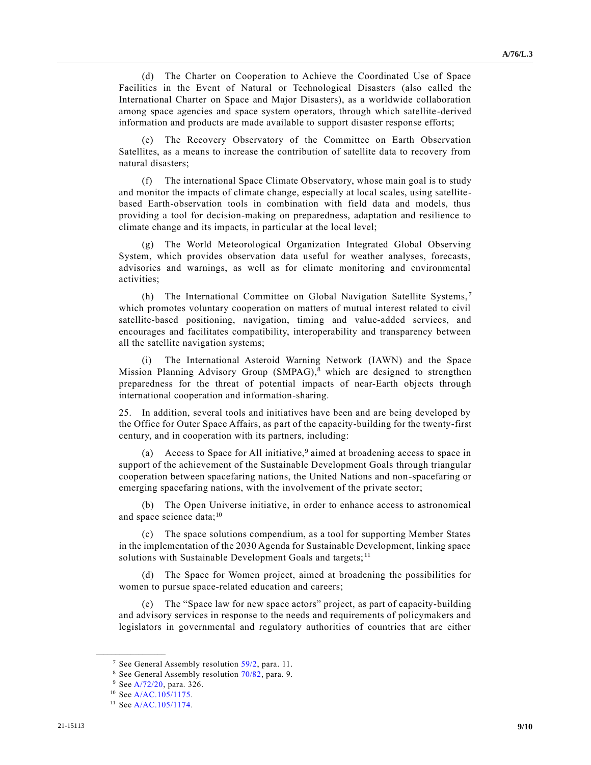(d) The Charter on Cooperation to Achieve the Coordinated Use of Space Facilities in the Event of Natural or Technological Disasters (also called the International Charter on Space and Major Disasters), as a worldwide collaboration among space agencies and space system operators, through which satellite-derived information and products are made available to support disaster response efforts;

(e) The Recovery Observatory of the Committee on Earth Observation Satellites, as a means to increase the contribution of satellite data to recovery from natural disasters;

(f) The international Space Climate Observatory, whose main goal is to study and monitor the impacts of climate change, especially at local scales, using satellite-based Earth-observation tools in combination with field data and models, thus providing a tool for decision-making on preparedness, adaptation and resilience to climate change and its impacts, in particular at the local level;

(g) The World Meteorological Organization Integrated Global Observing System, which provides observation data useful for weather analyses, forecasts, advisories and warnings, as well as for climate monitoring and environmental activities;

(h) The International Committee on Global Navigation Satellite Systems,[7] which promotes voluntary cooperation on matters of mutual interest related to civil satellite-based positioning, navigation, timing and value-added services, and encourages and facilitates compatibility, interoperability and transparency between all the satellite navigation systems;

(i) The International Asteroid Warning Network (IAWN) and the Space Mission Planning Advisory Group (SMPAG),[8] which are designed to strengthen preparedness for the threat of potential impacts of near-Earth objects through international cooperation and information-sharing.

25. In addition, several tools and initiatives have been and are being developed by the Office for Outer Space Affairs, as part of the capacity-building for the twenty-first century, and in cooperation with its partners, including:

(a) Access to Space for All initiative,[9] aimed at broadening access to space in support of the achievement of the Sustainable Development Goals through triangular cooperation between spacefaring nations, the United Nations and non-spacefaring or emerging spacefaring nations, with the involvement of the private sector;

(b) The Open Universe initiative, in order to enhance access to astronomical and space science data;[10]

(c) The space solutions compendium, as a tool for supporting Member States in the implementation of the 2030 Agenda for Sustainable Development, linking space solutions with Sustainable Development Goals and targets;[11]

(d) The Space for Women project, aimed at broadening the possibilities for women to pursue space-related education and careers;

(e) The "Space law for new space actors" project, as part of capacity-building and advisory services in response to the needs and requirements of policymakers and legislators in governmental and regulatory authorities of countries that are either

---

[7] See General Assembly resolution 59/2, para. 11.

[8] See General Assembly resolution 70/82, para. 9.

[9] See A/72/20, para. 326.

[10] See A/AC.105/1175.

[11] See A/AC.105/1174.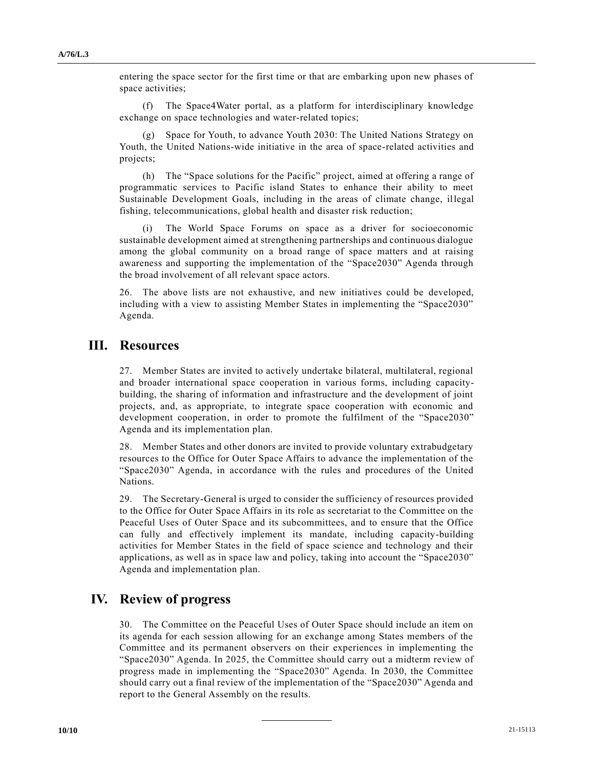entering the space sector for the first time or that are embarking upon new phases of space activities;

(f) The Space4Water portal, as a platform for interdisciplinary knowledge exchange on space technologies and water-related topics;

(g) Space for Youth, to advance Youth 2030: The United Nations Strategy on Youth, the United Nations-wide initiative in the area of space-related activities and projects;

(h) The "Space solutions for the Pacific" project, aimed at offering a range of programmatic services to Pacific island States to enhance their ability to meet Sustainable Development Goals, including in the areas of climate change, illegal fishing, telecommunications, global health and disaster risk reduction;

(i) The World Space Forums on space as a driver for socioeconomic sustainable development aimed at strengthening partnerships and continuous dialogue among the global community on a broad range of space matters and at raising awareness and supporting the implementation of the "Space2030" Agenda through the broad involvement of all relevant space actors.

26. The above lists are not exhaustive, and new initiatives could be developed, including with a view to assisting Member States in implementing the "Space2030" Agenda.

## III. Resources

27. Member States are invited to actively undertake bilateral, multilateral, regional and broader international space cooperation in various forms, including capacity-building, the sharing of information and infrastructure and the development of joint projects, and, as appropriate, to integrate space cooperation with economic and development cooperation, in order to promote the fulfilment of the "Space2030" Agenda and its implementation plan.

28. Member States and other donors are invited to provide voluntary extrabudgetary resources to the Office for Outer Space Affairs to advance the implementation of the "Space2030" Agenda, in accordance with the rules and procedures of the United Nations.

29. The Secretary-General is urged to consider the sufficiency of resources provided to the Office for Outer Space Affairs in its role as secretariat to the Committee on the Peaceful Uses of Outer Space and its subcommittees, and to ensure that the Office can fully and effectively implement its mandate, including capacity-building activities for Member States in the field of space science and technology and their applications, as well as in space law and policy, taking into account the "Space2030" Agenda and implementation plan.

## IV. Review of progress

30. The Committee on the Peaceful Uses of Outer Space should include an item on its agenda for each session allowing for an exchange among States members of the Committee and its permanent observers on their experiences in implementing the "Space2030" Agenda. In 2025, the Committee should carry out a midterm review of progress made in implementing the "Space2030" Agenda. In 2030, the Committee should carry out a final review of the implementation of the "Space2030" Agenda and report to the General Assembly on the results.